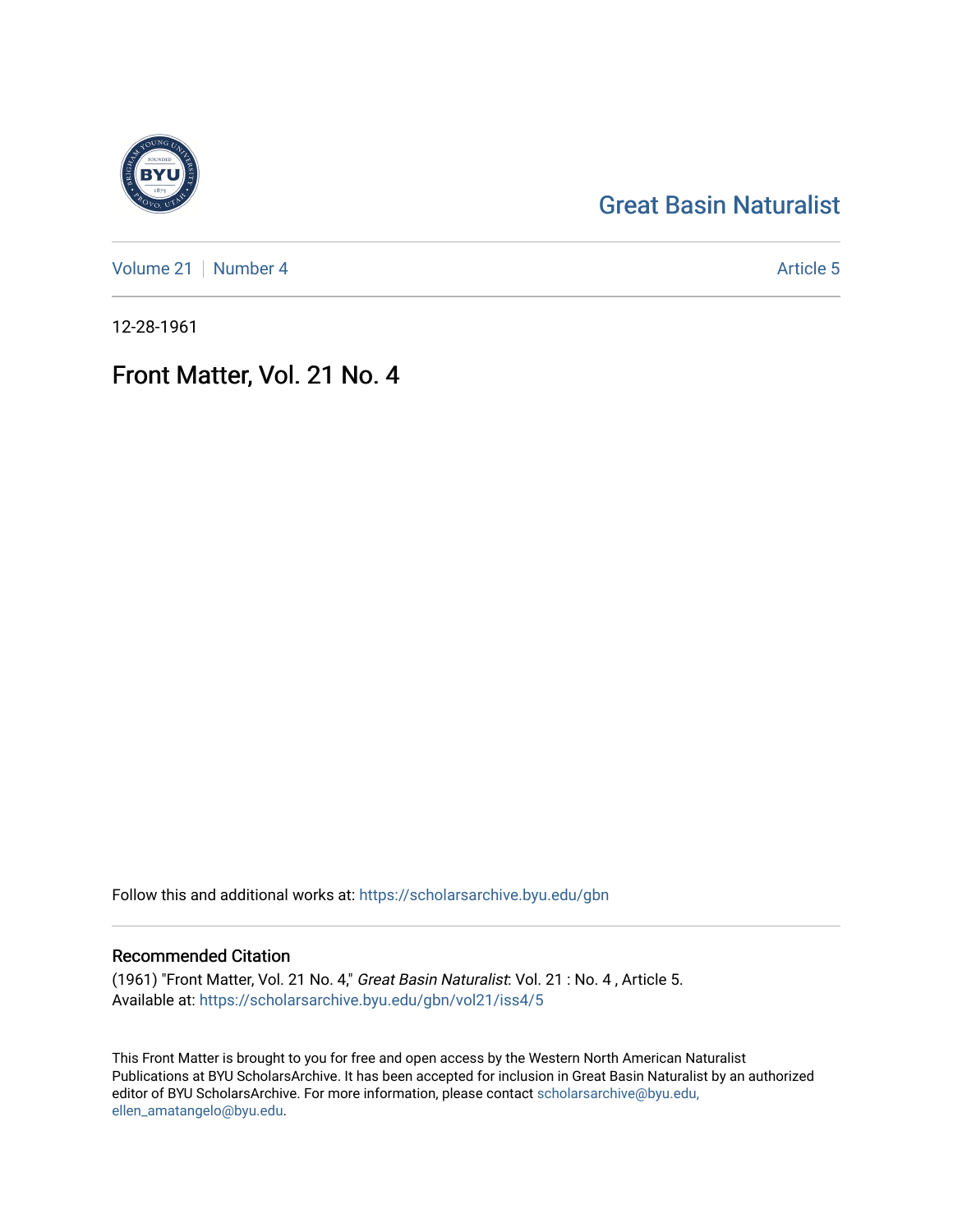Great Basin Naturalist

Volume 21 | Number 4 Article 5

12-28-1961

# Front Matter, Vol. 21 No. 4

Follow this and additional works at: https://scholarsarchive.byu.edu/gbn

## Recommended Citation

(1961) "Front Matter, Vol. 21 No. 4," *Great Basin Naturalist*: Vol. 21 : No. 4 , Article 5.
Available at: https://scholarsarchive.byu.edu/gbn/vol21/iss4/5

This Front Matter is brought to you for free and open access by the Western North American Naturalist Publications at BYU ScholarsArchive. It has been accepted for inclusion in Great Basin Naturalist by an authorized editor of BYU ScholarsArchive. For more information, please contact scholarsarchive@byu.edu, ellen_amatangelo@byu.edu.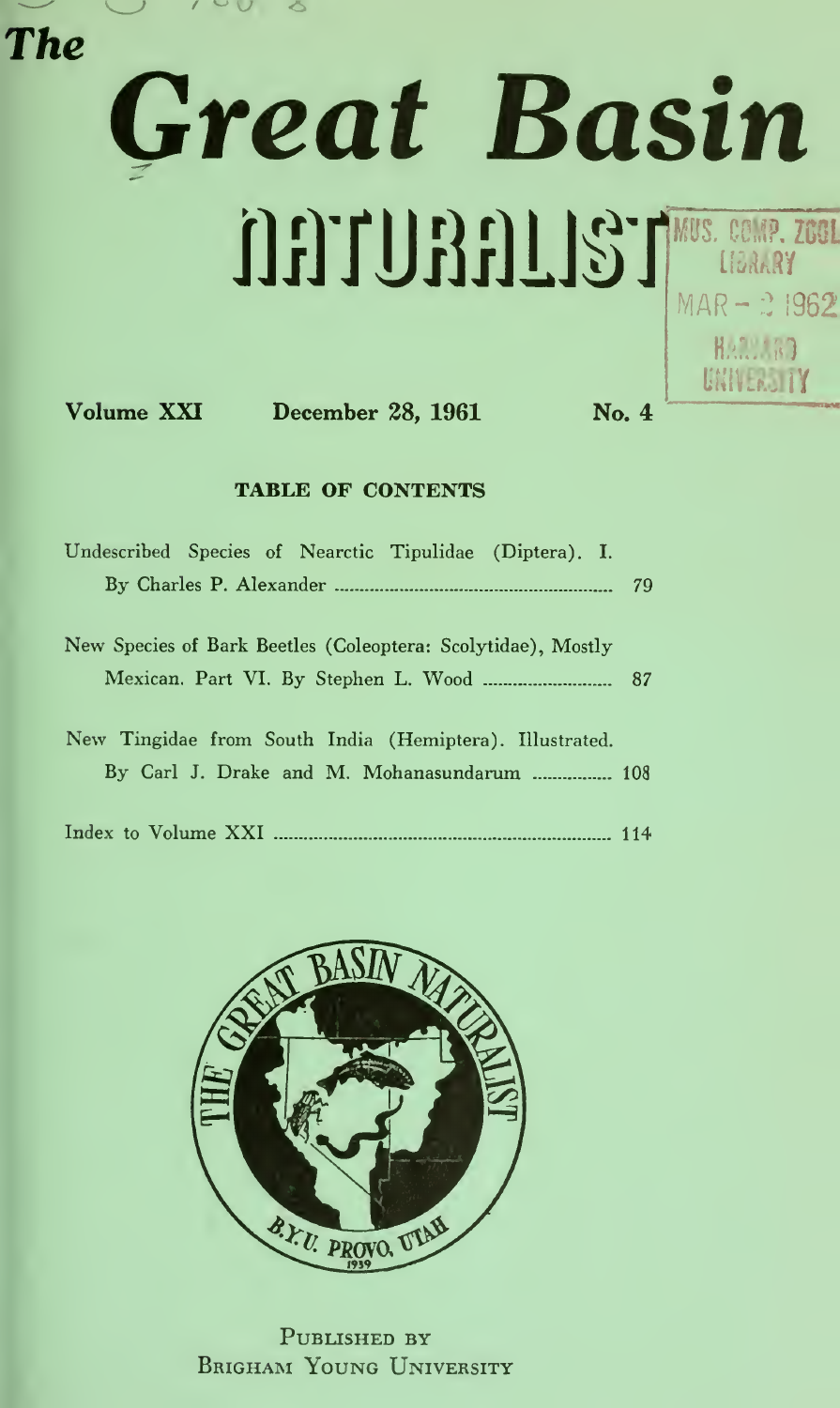# The Great Basin NATURALIST

MUS. COMP. ZOOL LIBRARY MAR - 2 1962 HARVARD UNIVERSITY

**Volume XXI** **December 28, 1961** **No. 4**

## TABLE OF CONTENTS

Undescribed Species of Nearctic Tipulidae (Diptera). I. By Charles P. Alexander ........ 79

New Species of Bark Beetles (Coleoptera: Scolytidae), Mostly Mexican. Part VI. By Stephen L. Wood ........ 87

New Tingidae from South India (Hemiptera). Illustrated. By Carl J. Drake and M. Mohanasundarum ........ 108

Index to Volume XXI ........ 114

THE GREAT BASIN NATURALIST B.Y.U. PROVO, UTAH 1939

PUBLISHED BY
BRIGHAM YOUNG UNIVERSITY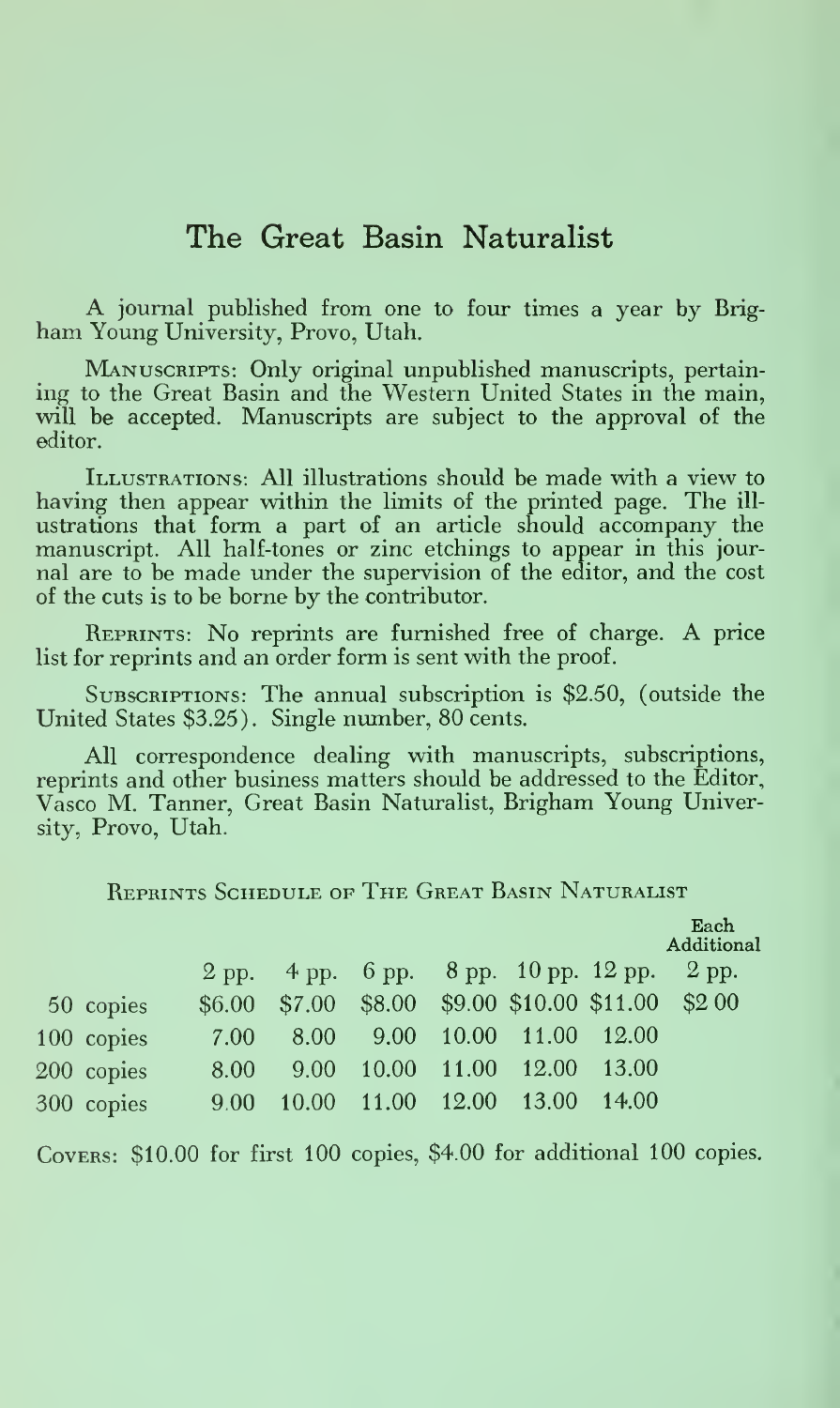# The Great Basin Naturalist

A journal published from one to four times a year by Brigham Young University, Provo, Utah.

MANUSCRIPTS: Only original unpublished manuscripts, pertaining to the Great Basin and the Western United States in the main, will be accepted. Manuscripts are subject to the approval of the editor.

ILLUSTRATIONS: All illustrations should be made with a view to having then appear within the limits of the printed page. The illustrations that form a part of an article should accompany the manuscript. All half-tones or zinc etchings to appear in this journal are to be made under the supervision of the editor, and the cost of the cuts is to be borne by the contributor.

REPRINTS: No reprints are furnished free of charge. A price list for reprints and an order form is sent with the proof.

SUBSCRIPTIONS: The annual subscription is $2.50, (outside the United States $3.25). Single number, 80 cents.

All correspondence dealing with manuscripts, subscriptions, reprints and other business matters should be addressed to the Editor, Vasco M. Tanner, Great Basin Naturalist, Brigham Young University, Provo, Utah.

REPRINTS SCHEDULE OF THE GREAT BASIN NATURALIST

| | 2 pp. | 4 pp. | 6 pp. | 8 pp. | 10 pp. | 12 pp. | Each Additional 2 pp. |
|---|---|---|---|---|---|---|---|
| 50 copies | $6.00 | $7.00 | $8.00 | $9.00 | $10.00 | $11.00 | $2 00 |
| 100 copies | 7.00 | 8.00 | 9.00 | 10.00 | 11.00 | 12.00 | |
| 200 copies | 8.00 | 9.00 | 10.00 | 11.00 | 12.00 | 13.00 | |
| 300 copies | 9.00 | 10.00 | 11.00 | 12.00 | 13.00 | 14.00 | |

COVERS: $10.00 for first 100 copies, $4.00 for additional 100 copies.